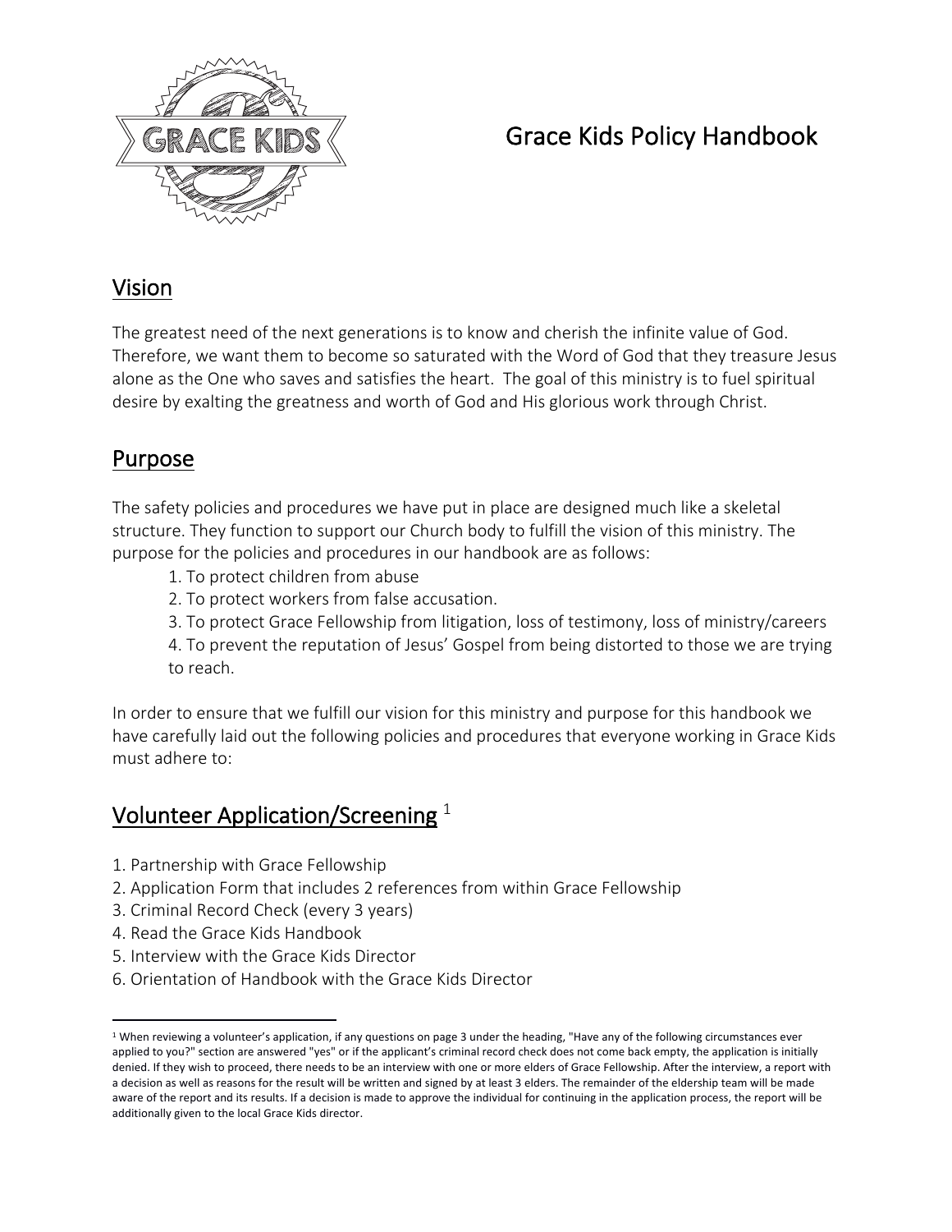# Grace Kids Policy Handbook

## Vision

The greatest need of the next generations is to know and cherish the infinite value of God. Therefore, we want them to become so saturated with the Word of God that they treasure Jesus alone as the One who saves and satisfies the heart. The goal of this ministry is to fuel spiritual desire by exalting the greatness and worth of God and His glorious work through Christ.

## Purpose

The safety policies and procedures we have put in place are designed much like a skeletal structure. They function to support our Church body to fulfill the vision of this ministry. The purpose for the policies and procedures in our handbook are as follows:

1. To protect children from abuse
2. To protect workers from false accusation.
3. To protect Grace Fellowship from litigation, loss of testimony, loss of ministry/careers
4. To prevent the reputation of Jesus' Gospel from being distorted to those we are trying to reach.

In order to ensure that we fulfill our vision for this ministry and purpose for this handbook we have carefully laid out the following policies and procedures that everyone working in Grace Kids must adhere to:

## Volunteer Application/Screening [1]

1. Partnership with Grace Fellowship
2. Application Form that includes 2 references from within Grace Fellowship
3. Criminal Record Check (every 3 years)
4. Read the Grace Kids Handbook
5. Interview with the Grace Kids Director
6. Orientation of Handbook with the Grace Kids Director

[1] When reviewing a volunteer's application, if any questions on page 3 under the heading, "Have any of the following circumstances ever applied to you?" section are answered "yes" or if the applicant's criminal record check does not come back empty, the application is initially denied. If they wish to proceed, there needs to be an interview with one or more elders of Grace Fellowship. After the interview, a report with a decision as well as reasons for the result will be written and signed by at least 3 elders. The remainder of the eldership team will be made aware of the report and its results. If a decision is made to approve the individual for continuing in the application process, the report will be additionally given to the local Grace Kids director.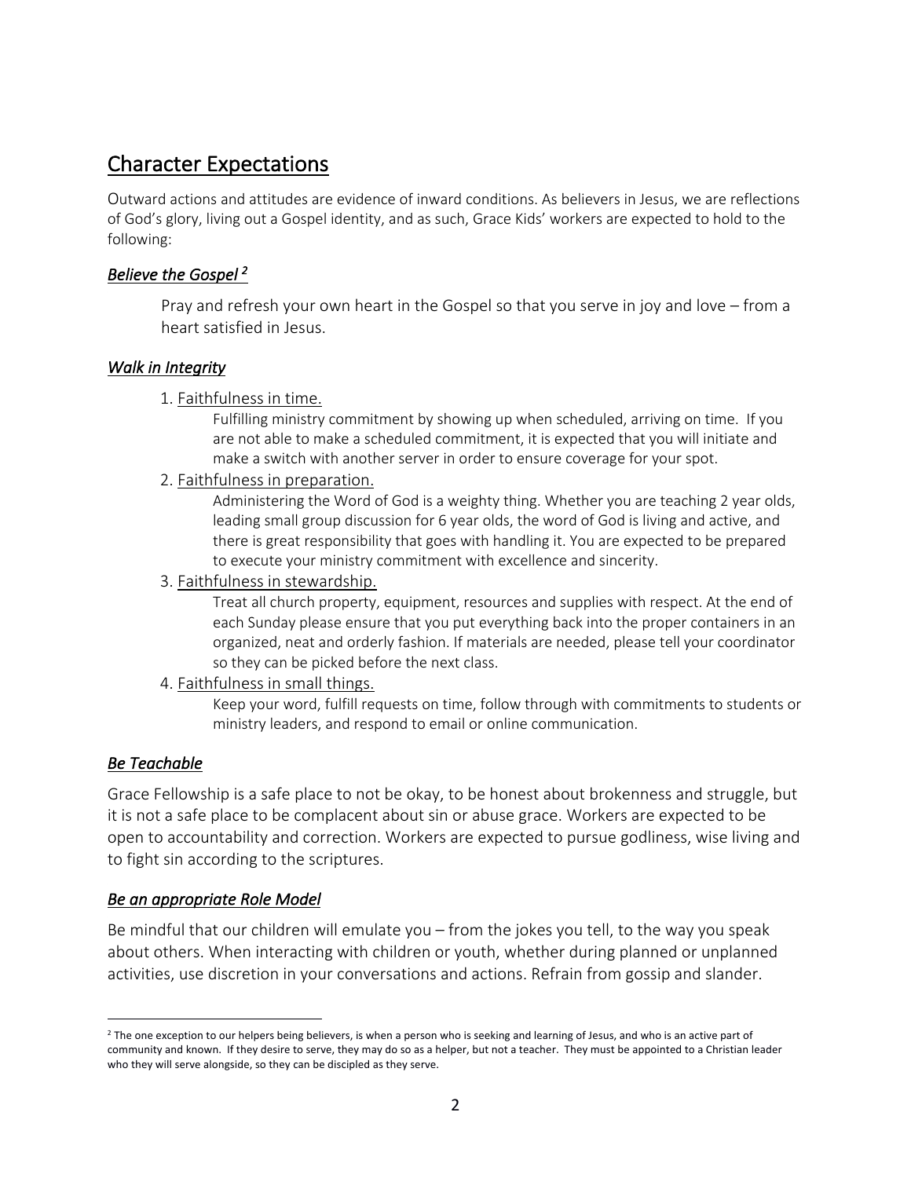## Character Expectations

Outward actions and attitudes are evidence of inward conditions. As believers in Jesus, we are reflections of God's glory, living out a Gospel identity, and as such, Grace Kids' workers are expected to hold to the following:

### *Believe the Gospel* [2]

Pray and refresh your own heart in the Gospel so that you serve in joy and love – from a heart satisfied in Jesus.

### *Walk in Integrity*

1. Faithfulness in time.

   Fulfilling ministry commitment by showing up when scheduled, arriving on time. If you are not able to make a scheduled commitment, it is expected that you will initiate and make a switch with another server in order to ensure coverage for your spot.

2. Faithfulness in preparation.

   Administering the Word of God is a weighty thing. Whether you are teaching 2 year olds, leading small group discussion for 6 year olds, the word of God is living and active, and there is great responsibility that goes with handling it. You are expected to be prepared to execute your ministry commitment with excellence and sincerity.

3. Faithfulness in stewardship.

   Treat all church property, equipment, resources and supplies with respect. At the end of each Sunday please ensure that you put everything back into the proper containers in an organized, neat and orderly fashion. If materials are needed, please tell your coordinator so they can be picked before the next class.

4. Faithfulness in small things.

   Keep your word, fulfill requests on time, follow through with commitments to students or ministry leaders, and respond to email or online communication.

### *Be Teachable*

Grace Fellowship is a safe place to not be okay, to be honest about brokenness and struggle, but it is not a safe place to be complacent about sin or abuse grace. Workers are expected to be open to accountability and correction. Workers are expected to pursue godliness, wise living and to fight sin according to the scriptures.

### *Be an appropriate Role Model*

Be mindful that our children will emulate you – from the jokes you tell, to the way you speak about others. When interacting with children or youth, whether during planned or unplanned activities, use discretion in your conversations and actions. Refrain from gossip and slander.

---

[2] The one exception to our helpers being believers, is when a person who is seeking and learning of Jesus, and who is an active part of community and known. If they desire to serve, they may do so as a helper, but not a teacher. They must be appointed to a Christian leader who they will serve alongside, so they can be discipled as they serve.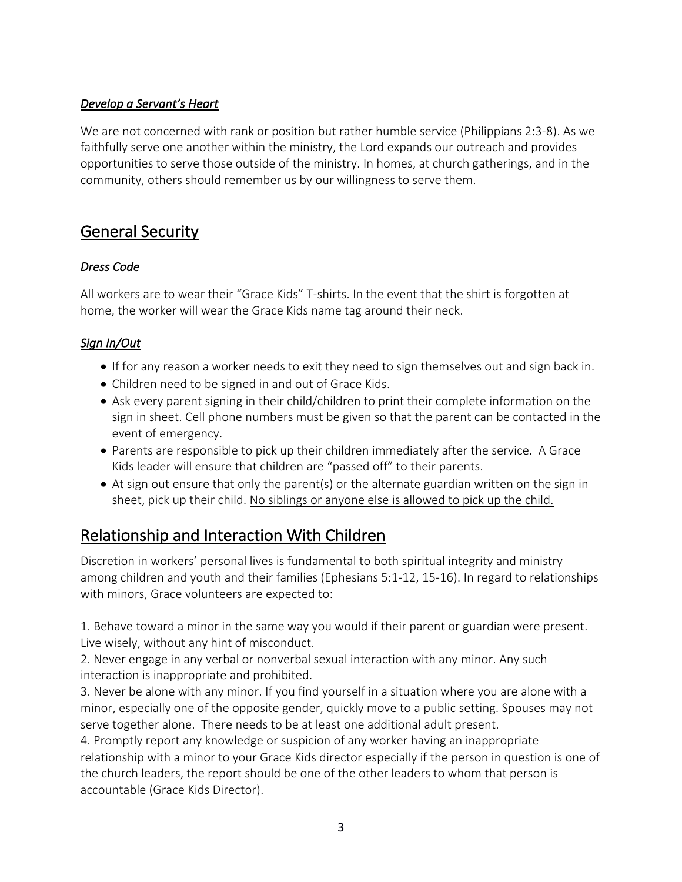### *Develop a Servant's Heart*

We are not concerned with rank or position but rather humble service (Philippians 2:3-8). As we faithfully serve one another within the ministry, the Lord expands our outreach and provides opportunities to serve those outside of the ministry. In homes, at church gatherings, and in the community, others should remember us by our willingness to serve them.

## General Security

### *Dress Code*

All workers are to wear their "Grace Kids" T-shirts. In the event that the shirt is forgotten at home, the worker will wear the Grace Kids name tag around their neck.

### *Sign In/Out*

- If for any reason a worker needs to exit they need to sign themselves out and sign back in.
- Children need to be signed in and out of Grace Kids.
- Ask every parent signing in their child/children to print their complete information on the sign in sheet. Cell phone numbers must be given so that the parent can be contacted in the event of emergency.
- Parents are responsible to pick up their children immediately after the service. A Grace Kids leader will ensure that children are "passed off" to their parents.
- At sign out ensure that only the parent(s) or the alternate guardian written on the sign in sheet, pick up their child. <u>No siblings or anyone else is allowed to pick up the child.</u>

## Relationship and Interaction With Children

Discretion in workers' personal lives is fundamental to both spiritual integrity and ministry among children and youth and their families (Ephesians 5:1-12, 15-16). In regard to relationships with minors, Grace volunteers are expected to:

1. Behave toward a minor in the same way you would if their parent or guardian were present. Live wisely, without any hint of misconduct.
2. Never engage in any verbal or nonverbal sexual interaction with any minor. Any such interaction is inappropriate and prohibited.
3. Never be alone with any minor. If you find yourself in a situation where you are alone with a minor, especially one of the opposite gender, quickly move to a public setting. Spouses may not serve together alone. There needs to be at least one additional adult present.
4. Promptly report any knowledge or suspicion of any worker having an inappropriate relationship with a minor to your Grace Kids director especially if the person in question is one of the church leaders, the report should be one of the other leaders to whom that person is accountable (Grace Kids Director).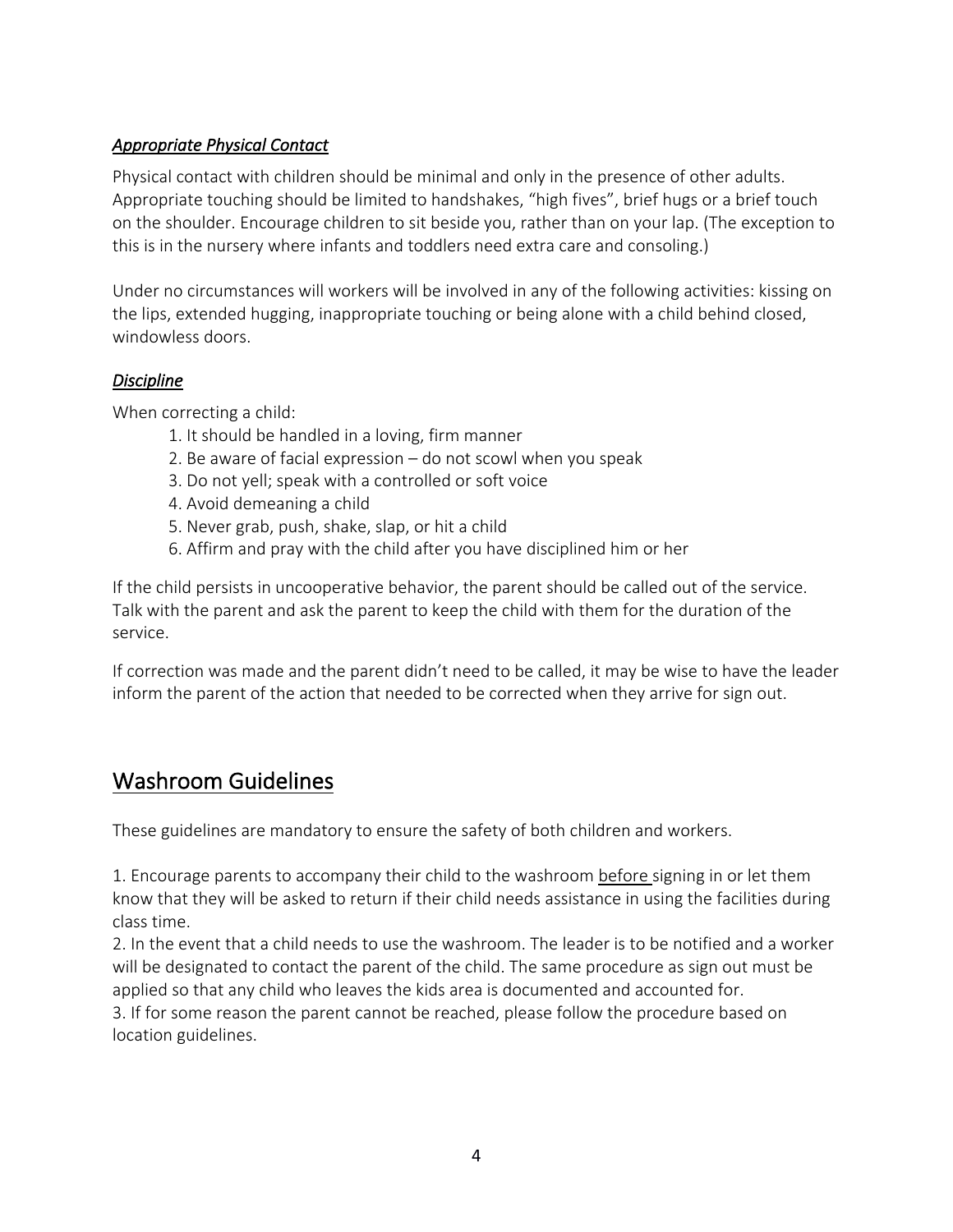### ***Appropriate Physical Contact***

Physical contact with children should be minimal and only in the presence of other adults. Appropriate touching should be limited to handshakes, "high fives", brief hugs or a brief touch on the shoulder. Encourage children to sit beside you, rather than on your lap. (The exception to this is in the nursery where infants and toddlers need extra care and consoling.)

Under no circumstances will workers will be involved in any of the following activities: kissing on the lips, extended hugging, inappropriate touching or being alone with a child behind closed, windowless doors.

### ***Discipline***

When correcting a child:

1. It should be handled in a loving, firm manner
2. Be aware of facial expression – do not scowl when you speak
3. Do not yell; speak with a controlled or soft voice
4. Avoid demeaning a child
5. Never grab, push, shake, slap, or hit a child
6. Affirm and pray with the child after you have disciplined him or her

If the child persists in uncooperative behavior, the parent should be called out of the service. Talk with the parent and ask the parent to keep the child with them for the duration of the service.

If correction was made and the parent didn't need to be called, it may be wise to have the leader inform the parent of the action that needed to be corrected when they arrive for sign out.

## Washroom Guidelines

These guidelines are mandatory to ensure the safety of both children and workers.

1. Encourage parents to accompany their child to the washroom before signing in or let them know that they will be asked to return if their child needs assistance in using the facilities during class time.
2. In the event that a child needs to use the washroom. The leader is to be notified and a worker will be designated to contact the parent of the child. The same procedure as sign out must be applied so that any child who leaves the kids area is documented and accounted for.
3. If for some reason the parent cannot be reached, please follow the procedure based on location guidelines.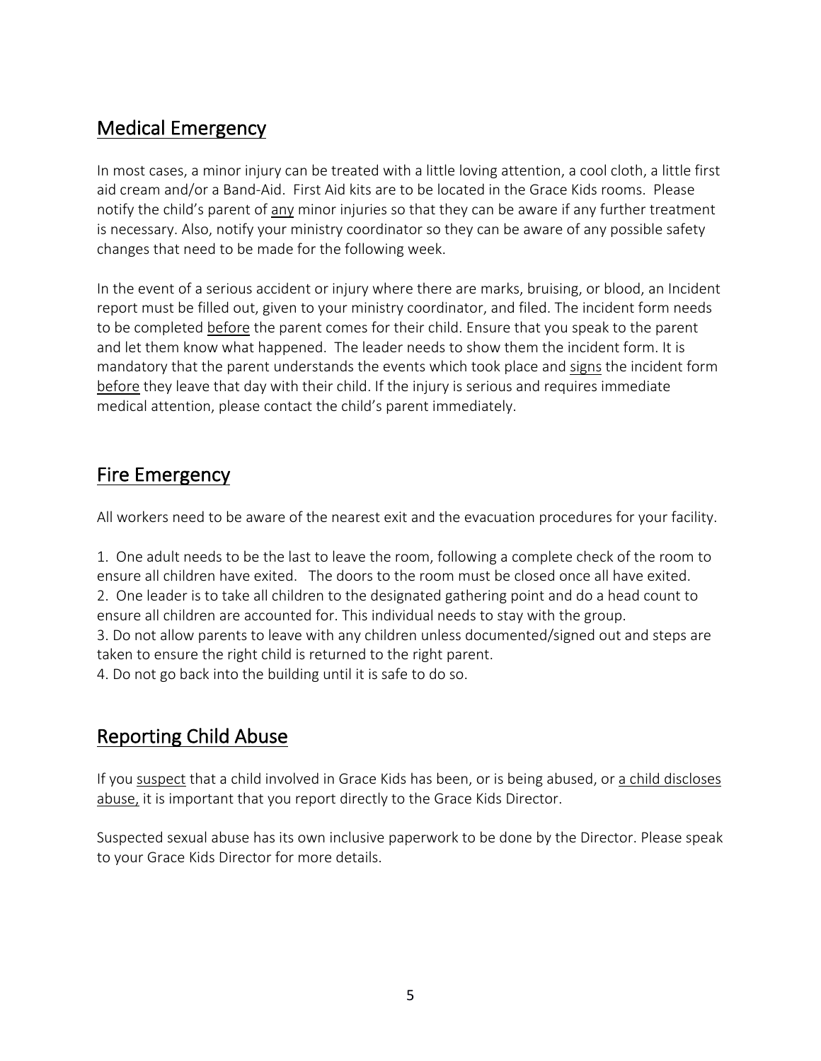## Medical Emergency

In most cases, a minor injury can be treated with a little loving attention, a cool cloth, a little first aid cream and/or a Band-Aid. First Aid kits are to be located in the Grace Kids rooms. Please notify the child's parent of <u>any</u> minor injuries so that they can be aware if any further treatment is necessary. Also, notify your ministry coordinator so they can be aware of any possible safety changes that need to be made for the following week.

In the event of a serious accident or injury where there are marks, bruising, or blood, an Incident report must be filled out, given to your ministry coordinator, and filed. The incident form needs to be completed <u>before</u> the parent comes for their child. Ensure that you speak to the parent and let them know what happened. The leader needs to show them the incident form. It is mandatory that the parent understands the events which took place and <u>signs</u> the incident form <u>before</u> they leave that day with their child. If the injury is serious and requires immediate medical attention, please contact the child's parent immediately.

## Fire Emergency

All workers need to be aware of the nearest exit and the evacuation procedures for your facility.

1. One adult needs to be the last to leave the room, following a complete check of the room to ensure all children have exited. The doors to the room must be closed once all have exited.
2. One leader is to take all children to the designated gathering point and do a head count to ensure all children are accounted for. This individual needs to stay with the group.
3. Do not allow parents to leave with any children unless documented/signed out and steps are taken to ensure the right child is returned to the right parent.
4. Do not go back into the building until it is safe to do so.

## Reporting Child Abuse

If you <u>suspect</u> that a child involved in Grace Kids has been, or is being abused, or <u>a child discloses abuse,</u> it is important that you report directly to the Grace Kids Director.

Suspected sexual abuse has its own inclusive paperwork to be done by the Director. Please speak to your Grace Kids Director for more details.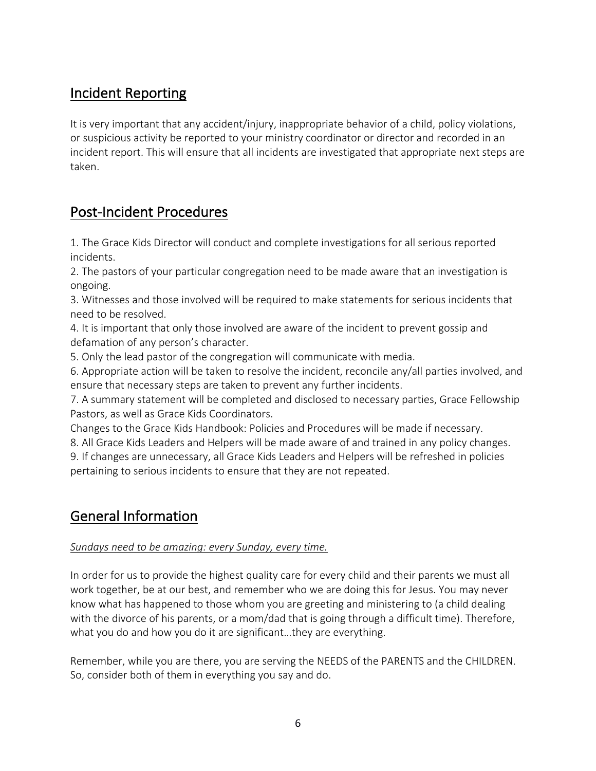## Incident Reporting

It is very important that any accident/injury, inappropriate behavior of a child, policy violations, or suspicious activity be reported to your ministry coordinator or director and recorded in an incident report. This will ensure that all incidents are investigated that appropriate next steps are taken.

## Post-Incident Procedures

1. The Grace Kids Director will conduct and complete investigations for all serious reported incidents.
2. The pastors of your particular congregation need to be made aware that an investigation is ongoing.
3. Witnesses and those involved will be required to make statements for serious incidents that need to be resolved.
4. It is important that only those involved are aware of the incident to prevent gossip and defamation of any person's character.
5. Only the lead pastor of the congregation will communicate with media.
6. Appropriate action will be taken to resolve the incident, reconcile any/all parties involved, and ensure that necessary steps are taken to prevent any further incidents.
7. A summary statement will be completed and disclosed to necessary parties, Grace Fellowship Pastors, as well as Grace Kids Coordinators.

Changes to the Grace Kids Handbook: Policies and Procedures will be made if necessary.

8. All Grace Kids Leaders and Helpers will be made aware of and trained in any policy changes.
9. If changes are unnecessary, all Grace Kids Leaders and Helpers will be refreshed in policies pertaining to serious incidents to ensure that they are not repeated.

## General Information

*Sundays need to be amazing: every Sunday, every time.*

In order for us to provide the highest quality care for every child and their parents we must all work together, be at our best, and remember who we are doing this for Jesus. You may never know what has happened to those whom you are greeting and ministering to (a child dealing with the divorce of his parents, or a mom/dad that is going through a difficult time). Therefore, what you do and how you do it are significant…they are everything.

Remember, while you are there, you are serving the NEEDS of the PARENTS and the CHILDREN. So, consider both of them in everything you say and do.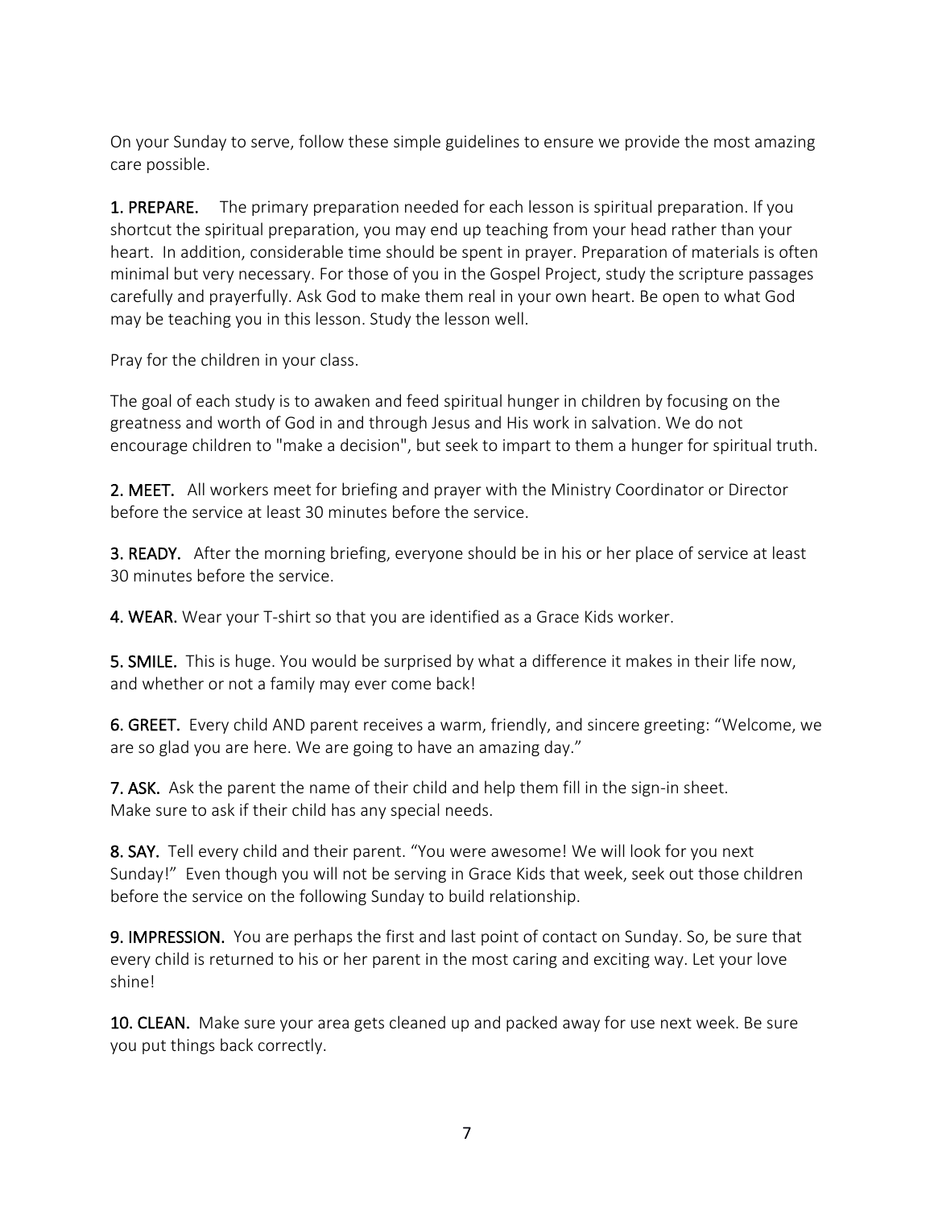On your Sunday to serve, follow these simple guidelines to ensure we provide the most amazing care possible.

**1. PREPARE.** The primary preparation needed for each lesson is spiritual preparation. If you shortcut the spiritual preparation, you may end up teaching from your head rather than your heart. In addition, considerable time should be spent in prayer. Preparation of materials is often minimal but very necessary. For those of you in the Gospel Project, study the scripture passages carefully and prayerfully. Ask God to make them real in your own heart. Be open to what God may be teaching you in this lesson. Study the lesson well.

Pray for the children in your class.

The goal of each study is to awaken and feed spiritual hunger in children by focusing on the greatness and worth of God in and through Jesus and His work in salvation. We do not encourage children to "make a decision", but seek to impart to them a hunger for spiritual truth.

**2. MEET.** All workers meet for briefing and prayer with the Ministry Coordinator or Director before the service at least 30 minutes before the service.

**3. READY.** After the morning briefing, everyone should be in his or her place of service at least 30 minutes before the service.

**4. WEAR.** Wear your T-shirt so that you are identified as a Grace Kids worker.

**5. SMILE.** This is huge. You would be surprised by what a difference it makes in their life now, and whether or not a family may ever come back!

**6. GREET.** Every child AND parent receives a warm, friendly, and sincere greeting: "Welcome, we are so glad you are here. We are going to have an amazing day."

**7. ASK.** Ask the parent the name of their child and help them fill in the sign-in sheet. Make sure to ask if their child has any special needs.

**8. SAY.** Tell every child and their parent. "You were awesome! We will look for you next Sunday!" Even though you will not be serving in Grace Kids that week, seek out those children before the service on the following Sunday to build relationship.

**9. IMPRESSION.** You are perhaps the first and last point of contact on Sunday. So, be sure that every child is returned to his or her parent in the most caring and exciting way. Let your love shine!

**10. CLEAN.** Make sure your area gets cleaned up and packed away for use next week. Be sure you put things back correctly.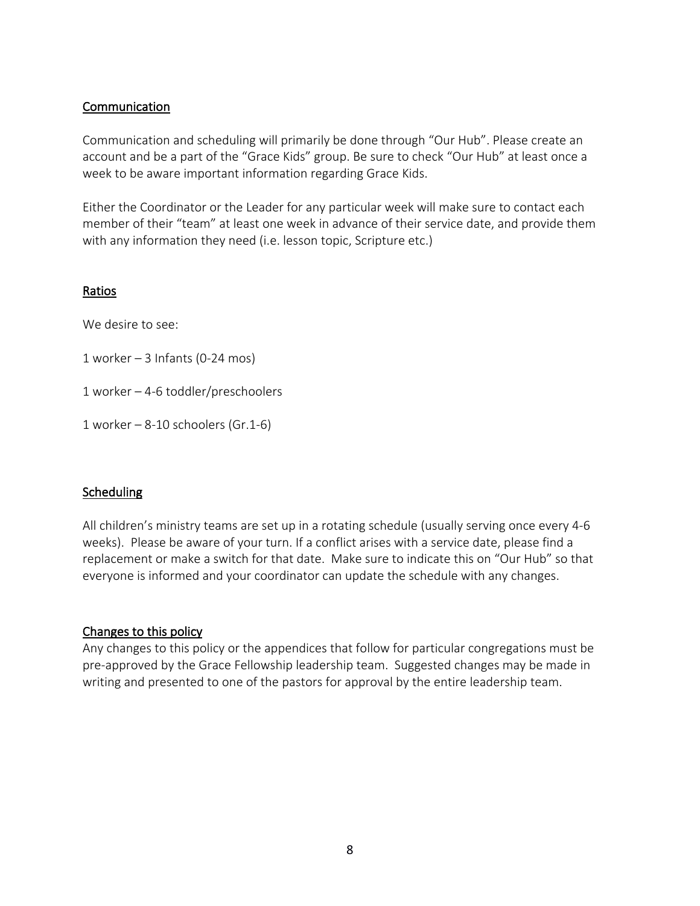## Communication

Communication and scheduling will primarily be done through "Our Hub". Please create an account and be a part of the "Grace Kids" group. Be sure to check "Our Hub" at least once a week to be aware important information regarding Grace Kids.

Either the Coordinator or the Leader for any particular week will make sure to contact each member of their "team" at least one week in advance of their service date, and provide them with any information they need (i.e. lesson topic, Scripture etc.)

## Ratios

We desire to see:

1 worker – 3 Infants (0-24 mos)

1 worker – 4-6 toddler/preschoolers

1 worker – 8-10 schoolers (Gr.1-6)

## Scheduling

All children's ministry teams are set up in a rotating schedule (usually serving once every 4-6 weeks). Please be aware of your turn. If a conflict arises with a service date, please find a replacement or make a switch for that date. Make sure to indicate this on "Our Hub" so that everyone is informed and your coordinator can update the schedule with any changes.

## Changes to this policy

Any changes to this policy or the appendices that follow for particular congregations must be pre-approved by the Grace Fellowship leadership team. Suggested changes may be made in writing and presented to one of the pastors for approval by the entire leadership team.